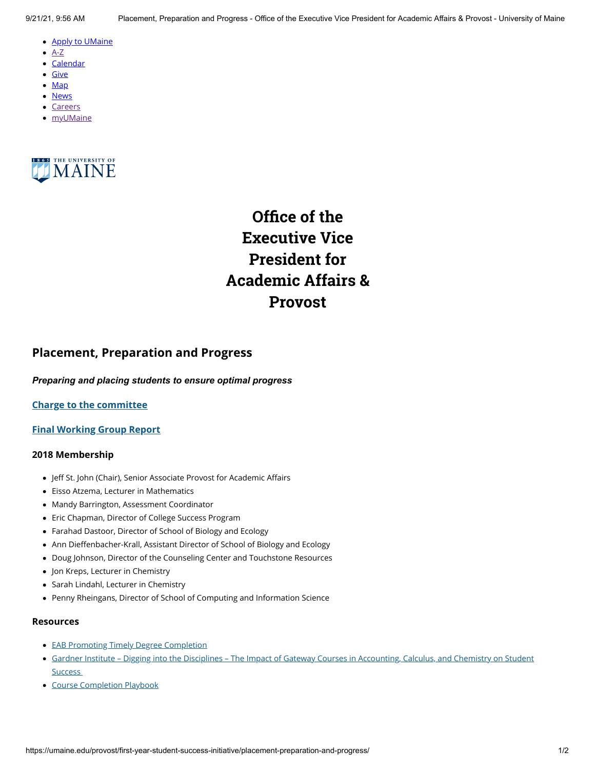- Apply to UMaine
- A-Z
- Calendar
- Give
- Map
- News
- Careers
- myUMaine

# Office of the Executive Vice President for Academic Affairs & Provost

## Placement, Preparation and Progress

***Preparing and placing students to ensure optimal progress***

**Charge to the committee**

**Final Working Group Report**

### 2018 Membership

- Jeff St. John (Chair), Senior Associate Provost for Academic Affairs
- Eisso Atzema, Lecturer in Mathematics
- Mandy Barrington, Assessment Coordinator
- Eric Chapman, Director of College Success Program
- Farahad Dastoor, Director of School of Biology and Ecology
- Ann Dieffenbacher-Krall, Assistant Director of School of Biology and Ecology
- Doug Johnson, Director of the Counseling Center and Touchstone Resources
- Jon Kreps, Lecturer in Chemistry
- Sarah Lindahl, Lecturer in Chemistry
- Penny Rheingans, Director of School of Computing and Information Science

### Resources

- EAB Promoting Timely Degree Completion
- Gardner Institute – Digging into the Disciplines – The Impact of Gateway Courses in Accounting, Calculus, and Chemistry on Student Success
- Course Completion Playbook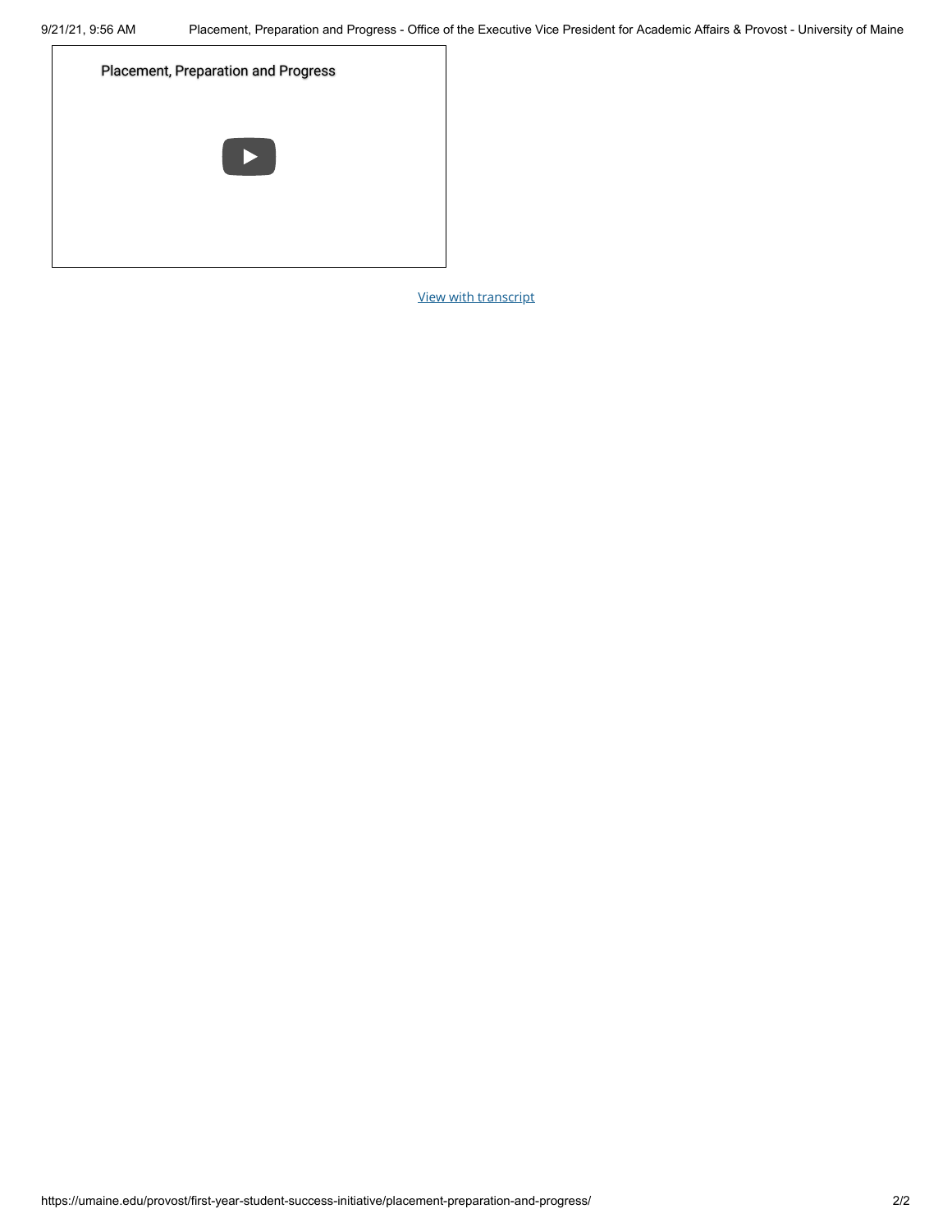Placement, Preparation and Progress

View with transcript